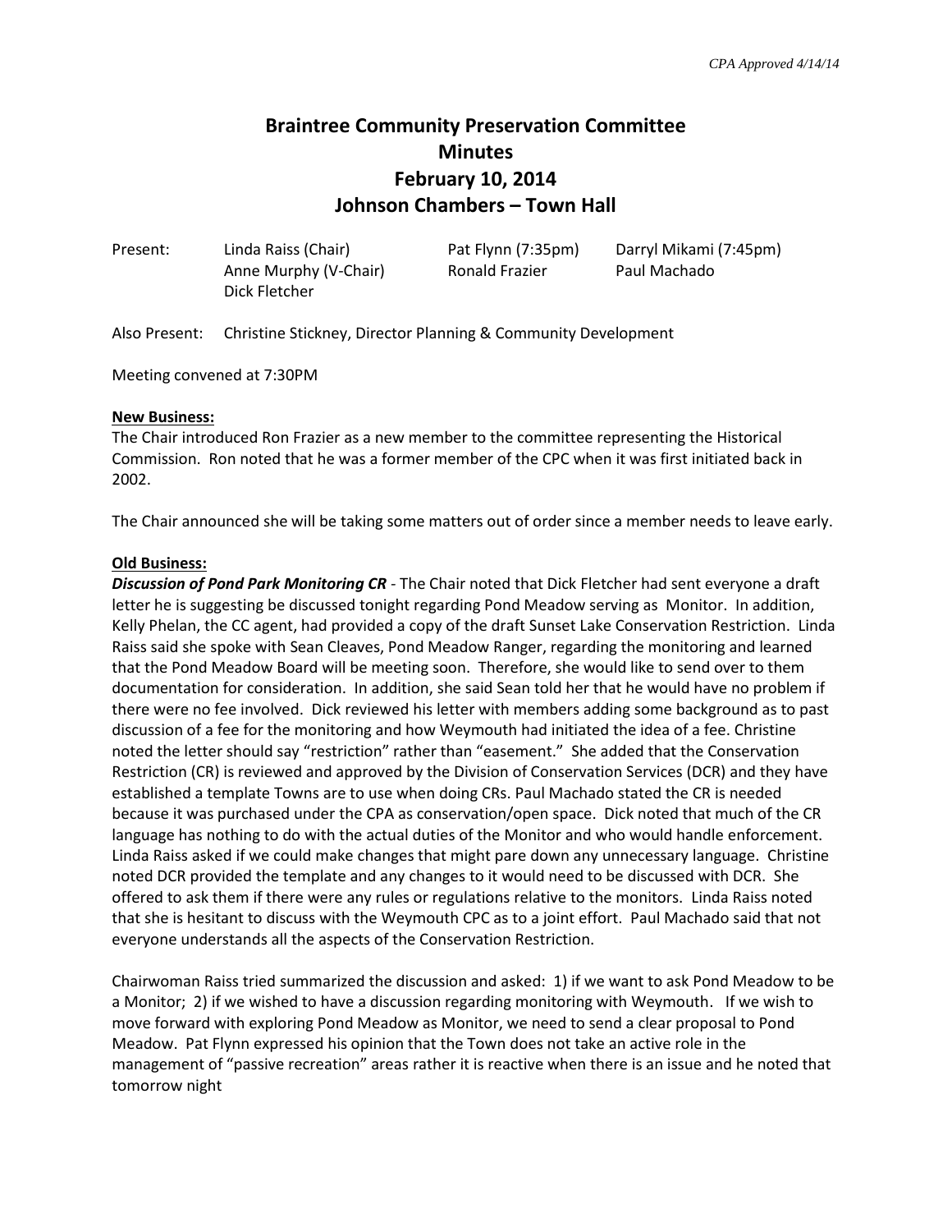*CPA Approved 4/14/14*

# Braintree Community Preservation Committee
# Minutes
# February 10, 2014
# Johnson Chambers – Town Hall

Present: Linda Raiss (Chair), Anne Murphy (V-Chair), Dick Fletcher, Pat Flynn (7:35pm), Ronald Frazier, Darryl Mikami (7:45pm), Paul Machado

Also Present: Christine Stickney, Director Planning & Community Development

Meeting convened at 7:30PM

**New Business:**

The Chair introduced Ron Frazier as a new member to the committee representing the Historical Commission. Ron noted that he was a former member of the CPC when it was first initiated back in 2002.

The Chair announced she will be taking some matters out of order since a member needs to leave early.

**Old Business:**

***Discussion of Pond Park Monitoring CR*** - The Chair noted that Dick Fletcher had sent everyone a draft letter he is suggesting be discussed tonight regarding Pond Meadow serving as Monitor. In addition, Kelly Phelan, the CC agent, had provided a copy of the draft Sunset Lake Conservation Restriction. Linda Raiss said she spoke with Sean Cleaves, Pond Meadow Ranger, regarding the monitoring and learned that the Pond Meadow Board will be meeting soon. Therefore, she would like to send over to them documentation for consideration. In addition, she said Sean told her that he would have no problem if there were no fee involved. Dick reviewed his letter with members adding some background as to past discussion of a fee for the monitoring and how Weymouth had initiated the idea of a fee. Christine noted the letter should say "restriction" rather than "easement." She added that the Conservation Restriction (CR) is reviewed and approved by the Division of Conservation Services (DCR) and they have established a template Towns are to use when doing CRs. Paul Machado stated the CR is needed because it was purchased under the CPA as conservation/open space. Dick noted that much of the CR language has nothing to do with the actual duties of the Monitor and who would handle enforcement. Linda Raiss asked if we could make changes that might pare down any unnecessary language. Christine noted DCR provided the template and any changes to it would need to be discussed with DCR. She offered to ask them if there were any rules or regulations relative to the monitors. Linda Raiss noted that she is hesitant to discuss with the Weymouth CPC as to a joint effort. Paul Machado said that not everyone understands all the aspects of the Conservation Restriction.

Chairwoman Raiss tried summarized the discussion and asked: 1) if we want to ask Pond Meadow to be a Monitor; 2) if we wished to have a discussion regarding monitoring with Weymouth. If we wish to move forward with exploring Pond Meadow as Monitor, we need to send a clear proposal to Pond Meadow. Pat Flynn expressed his opinion that the Town does not take an active role in the management of "passive recreation" areas rather it is reactive when there is an issue and he noted that tomorrow night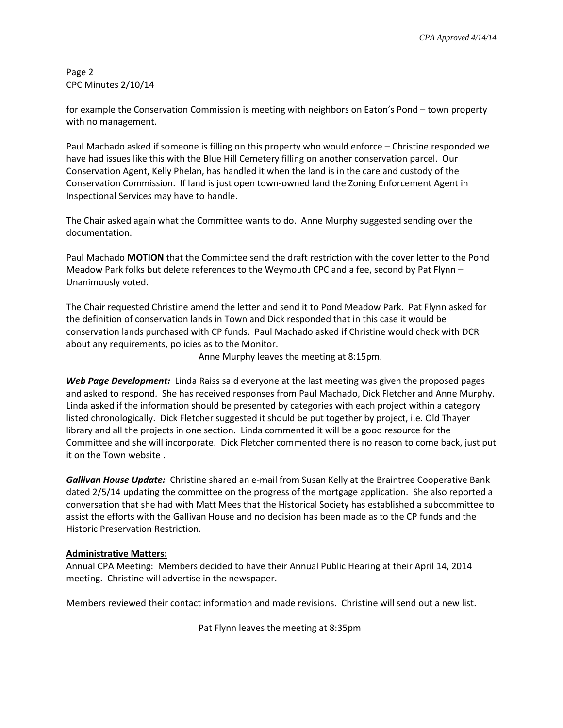for example the Conservation Commission is meeting with neighbors on Eaton's Pond – town property with no management.

Paul Machado asked if someone is filling on this property who would enforce – Christine responded we have had issues like this with the Blue Hill Cemetery filling on another conservation parcel. Our Conservation Agent, Kelly Phelan, has handled it when the land is in the care and custody of the Conservation Commission. If land is just open town-owned land the Zoning Enforcement Agent in Inspectional Services may have to handle.

The Chair asked again what the Committee wants to do. Anne Murphy suggested sending over the documentation.

Paul Machado **MOTION** that the Committee send the draft restriction with the cover letter to the Pond Meadow Park folks but delete references to the Weymouth CPC and a fee, second by Pat Flynn – Unanimously voted.

The Chair requested Christine amend the letter and send it to Pond Meadow Park. Pat Flynn asked for the definition of conservation lands in Town and Dick responded that in this case it would be conservation lands purchased with CP funds. Paul Machado asked if Christine would check with DCR about any requirements, policies as to the Monitor.

Anne Murphy leaves the meeting at 8:15pm.

***Web Page Development:*** Linda Raiss said everyone at the last meeting was given the proposed pages and asked to respond. She has received responses from Paul Machado, Dick Fletcher and Anne Murphy. Linda asked if the information should be presented by categories with each project within a category listed chronologically. Dick Fletcher suggested it should be put together by project, i.e. Old Thayer library and all the projects in one section. Linda commented it will be a good resource for the Committee and she will incorporate. Dick Fletcher commented there is no reason to come back, just put it on the Town website .

***Gallivan House Update:*** Christine shared an e-mail from Susan Kelly at the Braintree Cooperative Bank dated 2/5/14 updating the committee on the progress of the mortgage application. She also reported a conversation that she had with Matt Mees that the Historical Society has established a subcommittee to assist the efforts with the Gallivan House and no decision has been made as to the CP funds and the Historic Preservation Restriction.

**Administrative Matters:**

Annual CPA Meeting: Members decided to have their Annual Public Hearing at their April 14, 2014 meeting. Christine will advertise in the newspaper.

Members reviewed their contact information and made revisions. Christine will send out a new list.

Pat Flynn leaves the meeting at 8:35pm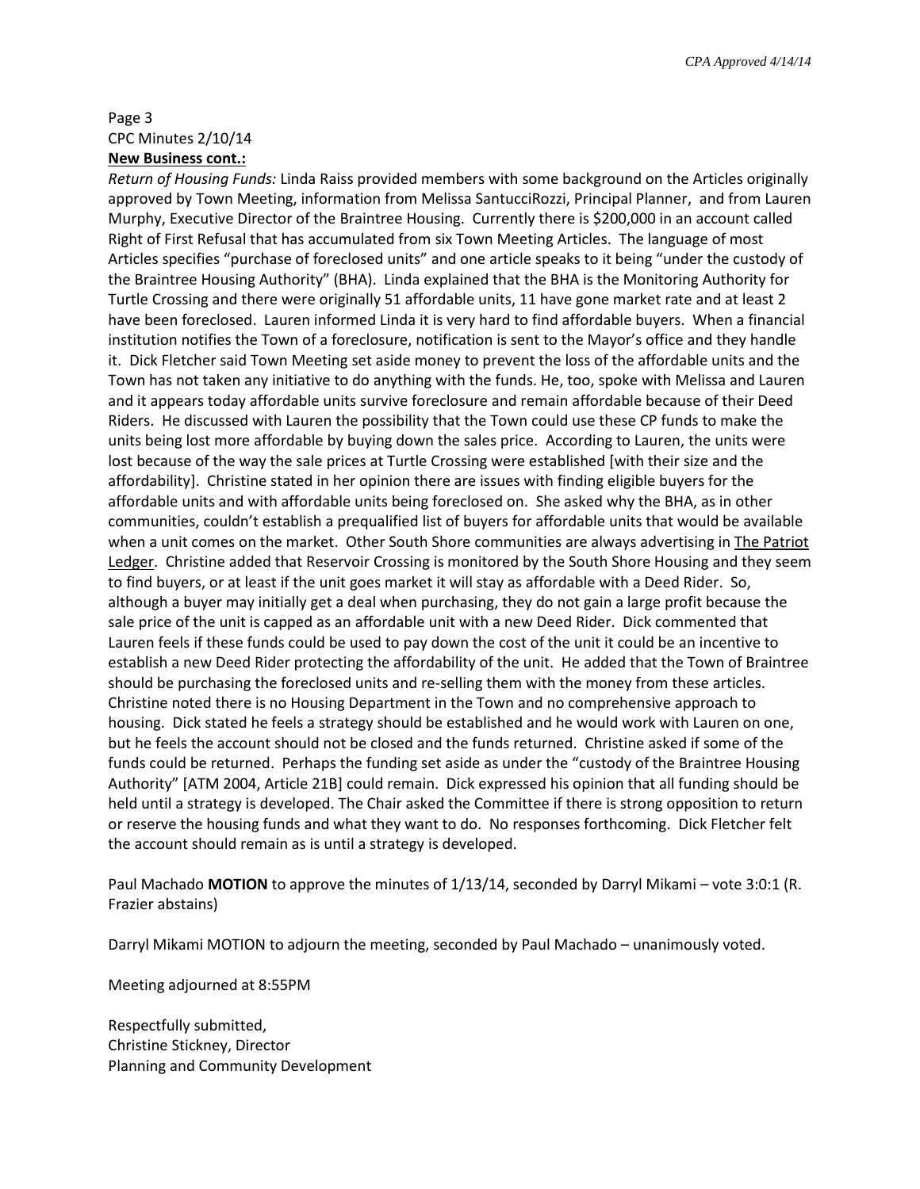Page 3
CPC Minutes 2/10/14

**New Business cont.:**

*Return of Housing Funds:* Linda Raiss provided members with some background on the Articles originally approved by Town Meeting, information from Melissa SantucciRozzi, Principal Planner, and from Lauren Murphy, Executive Director of the Braintree Housing. Currently there is $200,000 in an account called Right of First Refusal that has accumulated from six Town Meeting Articles. The language of most Articles specifies "purchase of foreclosed units" and one article speaks to it being "under the custody of the Braintree Housing Authority" (BHA). Linda explained that the BHA is the Monitoring Authority for Turtle Crossing and there were originally 51 affordable units, 11 have gone market rate and at least 2 have been foreclosed. Lauren informed Linda it is very hard to find affordable buyers. When a financial institution notifies the Town of a foreclosure, notification is sent to the Mayor's office and they handle it. Dick Fletcher said Town Meeting set aside money to prevent the loss of the affordable units and the Town has not taken any initiative to do anything with the funds. He, too, spoke with Melissa and Lauren and it appears today affordable units survive foreclosure and remain affordable because of their Deed Riders. He discussed with Lauren the possibility that the Town could use these CP funds to make the units being lost more affordable by buying down the sales price. According to Lauren, the units were lost because of the way the sale prices at Turtle Crossing were established [with their size and the affordability]. Christine stated in her opinion there are issues with finding eligible buyers for the affordable units and with affordable units being foreclosed on. She asked why the BHA, as in other communities, couldn't establish a prequalified list of buyers for affordable units that would be available when a unit comes on the market. Other South Shore communities are always advertising in The Patriot Ledger. Christine added that Reservoir Crossing is monitored by the South Shore Housing and they seem to find buyers, or at least if the unit goes market it will stay as affordable with a Deed Rider. So, although a buyer may initially get a deal when purchasing, they do not gain a large profit because the sale price of the unit is capped as an affordable unit with a new Deed Rider. Dick commented that Lauren feels if these funds could be used to pay down the cost of the unit it could be an incentive to establish a new Deed Rider protecting the affordability of the unit. He added that the Town of Braintree should be purchasing the foreclosed units and re-selling them with the money from these articles. Christine noted there is no Housing Department in the Town and no comprehensive approach to housing. Dick stated he feels a strategy should be established and he would work with Lauren on one, but he feels the account should not be closed and the funds returned. Christine asked if some of the funds could be returned. Perhaps the funding set aside as under the "custody of the Braintree Housing Authority" [ATM 2004, Article 21B] could remain. Dick expressed his opinion that all funding should be held until a strategy is developed. The Chair asked the Committee if there is strong opposition to return or reserve the housing funds and what they want to do. No responses forthcoming. Dick Fletcher felt the account should remain as is until a strategy is developed.

Paul Machado **MOTION** to approve the minutes of 1/13/14, seconded by Darryl Mikami – vote 3:0:1 (R. Frazier abstains)

Darryl Mikami MOTION to adjourn the meeting, seconded by Paul Machado – unanimously voted.

Meeting adjourned at 8:55PM

Respectfully submitted,
Christine Stickney, Director
Planning and Community Development